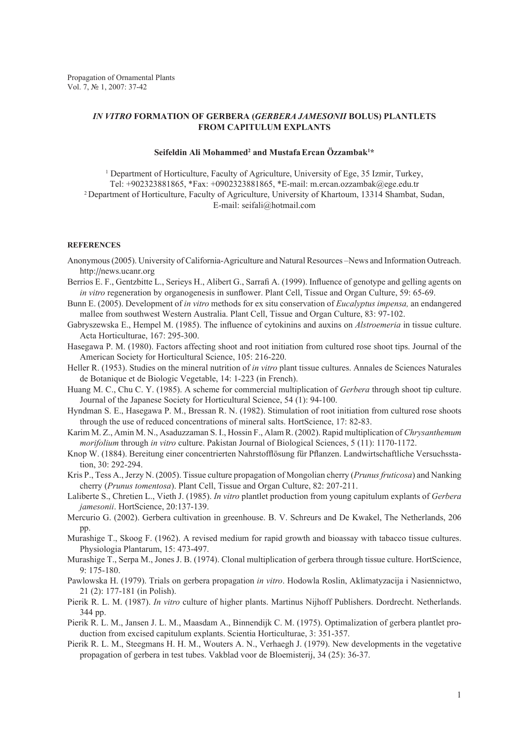# *IN VITRO* FORMATION OF GERBERA (*GERBERA JAMESONII* BOLUS) PLANTLETS FROM CAPITULUM EXPLANTS

**Seifeldin Ali Mohammed[2] and Mustafa Ercan Özzambak[1]\***

[1] Department of Horticulture, Faculty of Agriculture, University of Ege, 35 Izmir, Turkey, Tel: +902323881865, \*Fax: +0902323881865, \*E-mail: m.ercan.ozzambak@ege.edu.tr

[2] Department of Horticulture, Faculty of Agriculture, University of Khartoum, 13314 Shambat, Sudan, E-mail: seifali@hotmail.com

## REFERENCES

Anonymous (2005). University of California-Agriculture and Natural Resources –News and Information Outreach. http://news.ucanr.org

Berrios E. F., Gentzbitte L., Serieys H., Alibert G., Sarrafi A. (1999). Influence of genotype and gelling agents on *in vitro* regeneration by organogenesis in sunflower. Plant Cell, Tissue and Organ Culture, 59: 65-69.

Bunn E. (2005). Development of *in vitro* methods for ex situ conservation of *Eucalyptus impensa,* an endangered mallee from southwest Western Australia. Plant Cell, Tissue and Organ Culture, 83: 97-102.

Gabryszewska E., Hempel M. (1985). The influence of cytokinins and auxins on *Alstroemeria* in tissue culture. Acta Horticulturae, 167: 295-300.

Hasegawa P. M. (1980). Factors affecting shoot and root initiation from cultured rose shoot tips. Journal of the American Society for Horticultural Science, 105: 216-220.

Heller R. (1953). Studies on the mineral nutrition of *in vitro* plant tissue cultures. Annales de Sciences Naturales de Botanique et de Biologic Vegetable, 14: 1-223 (in French).

Huang M. C., Chu C. Y. (1985). A scheme for commercial multiplication of *Gerbera* through shoot tip culture. Journal of the Japanese Society for Horticultural Science, 54 (1): 94-100.

Hyndman S. E., Hasegawa P. M., Bressan R. N. (1982). Stimulation of root initiation from cultured rose shoots through the use of reduced concentrations of mineral salts. HortScience, 17: 82-83.

Karim M. Z., Amin M. N., Asaduzzaman S. I., Hossin F., Alam R. (2002). Rapid multiplication of *Chrysanthemum morifolium* through *in vitro* culture. Pakistan Journal of Biological Sciences, 5 (11): 1170-1172.

Knop W. (1884). Bereitung einer concentrierten Nahrstofflösung für Pflanzen. Landwirtschaftliche Versuchsstation, 30: 292-294.

Kris P., Tess A., Jerzy N. (2005). Tissue culture propagation of Mongolian cherry (*Prunus fruticosa*) and Nanking cherry (*Prunus tomentosa*). Plant Cell, Tissue and Organ Culture, 82: 207-211.

Laliberte S., Chretien L., Vieth J. (1985). *In vitro* plantlet production from young capitulum explants of *Gerbera jamesonii*. HortScience, 20:137-139.

Mercurio G. (2002). Gerbera cultivation in greenhouse. B. V. Schreurs and De Kwakel, The Netherlands, 206 pp.

Murashige T., Skoog F. (1962). A revised medium for rapid growth and bioassay with tobacco tissue cultures. Physiologia Plantarum, 15: 473-497.

Murashige T., Serpa M., Jones J. B. (1974). Clonal multiplication of gerbera through tissue culture. HortScience, 9: 175-180.

Pawlowska H. (1979). Trials on gerbera propagation *in vitro*. Hodowla Roslin, Aklimatyzacija i Nasiennictwo, 21 (2): 177-181 (in Polish).

Pierik R. L. M. (1987). *In vitro* culture of higher plants. Martinus Nijhoff Publishers. Dordrecht. Netherlands. 344 pp.

Pierik R. L. M., Jansen J. L. M., Maasdam A., Binnendijk C. M. (1975). Optimalization of gerbera plantlet production from excised capitulum explants. Scientia Horticulturae, 3: 351-357.

Pierik R. L. M., Steegmans H. H. M., Wouters A. N., Verhaegh J. (1979). New developments in the vegetative propagation of gerbera in test tubes. Vakblad voor de Bloemisterij, 34 (25): 36-37.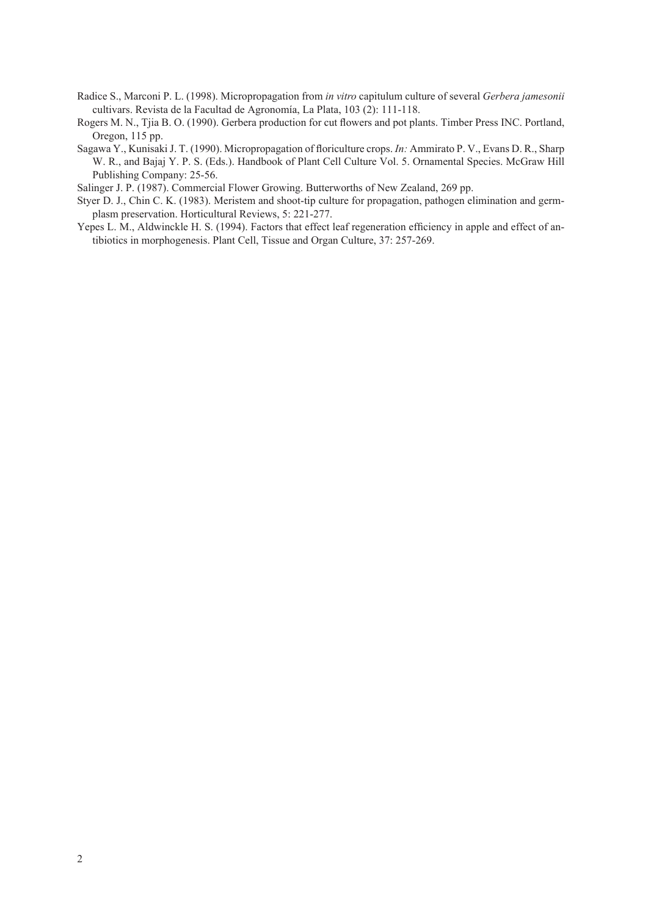Radice S., Marconi P. L. (1998). Micropropagation from *in vitro* capitulum culture of several *Gerbera jamesonii* cultivars. Revista de la Facultad de Agronomía, La Plata, 103 (2): 111-118.

Rogers M. N., Tjia B. O. (1990). Gerbera production for cut flowers and pot plants. Timber Press INC. Portland, Oregon, 115 pp.

Sagawa Y., Kunisaki J. T. (1990). Micropropagation of floriculture crops. *In:* Ammirato P. V., Evans D. R., Sharp W. R., and Bajaj Y. P. S. (Eds.). Handbook of Plant Cell Culture Vol. 5. Ornamental Species. McGraw Hill Publishing Company: 25-56.

Salinger J. P. (1987). Commercial Flower Growing. Butterworths of New Zealand, 269 pp.

Styer D. J., Chin C. K. (1983). Meristem and shoot-tip culture for propagation, pathogen elimination and germplasm preservation. Horticultural Reviews, 5: 221-277.

Yepes L. M., Aldwinckle H. S. (1994). Factors that effect leaf regeneration efficiency in apple and effect of antibiotics in morphogenesis. Plant Cell, Tissue and Organ Culture, 37: 257-269.